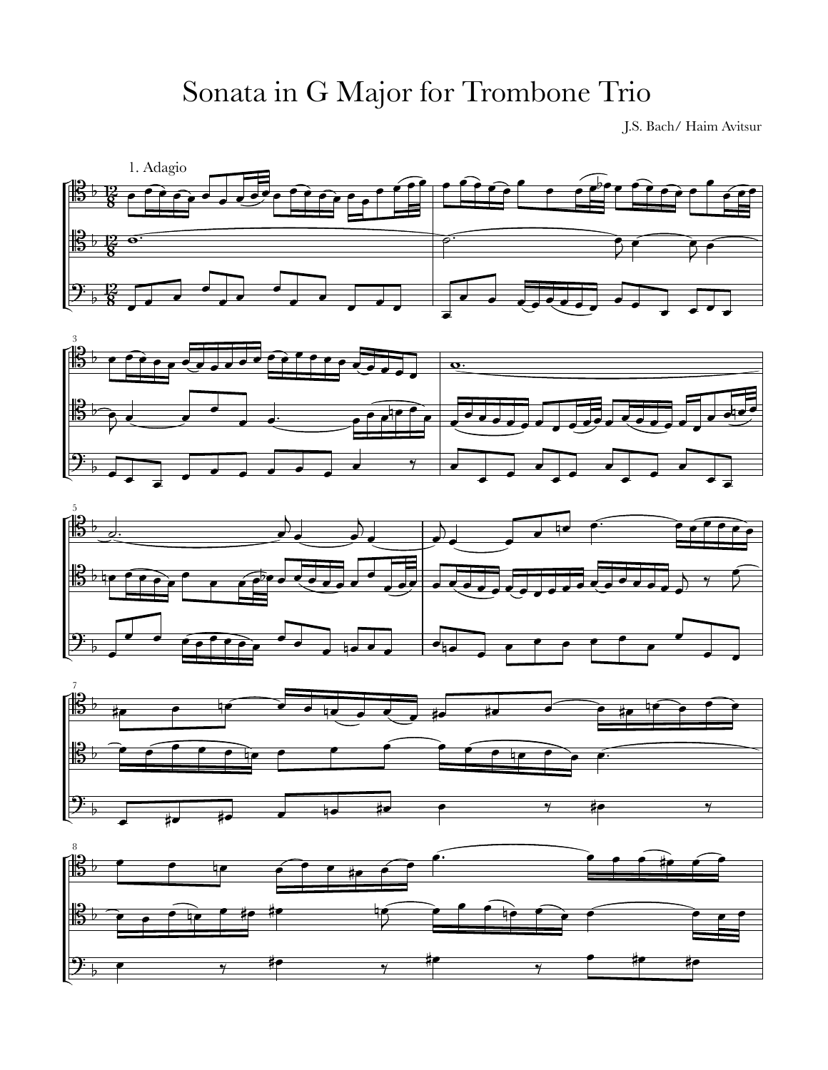# Sonata in G Major for Trombone Trio

J.S. Bach/ Haim Avitsur

1. Adagio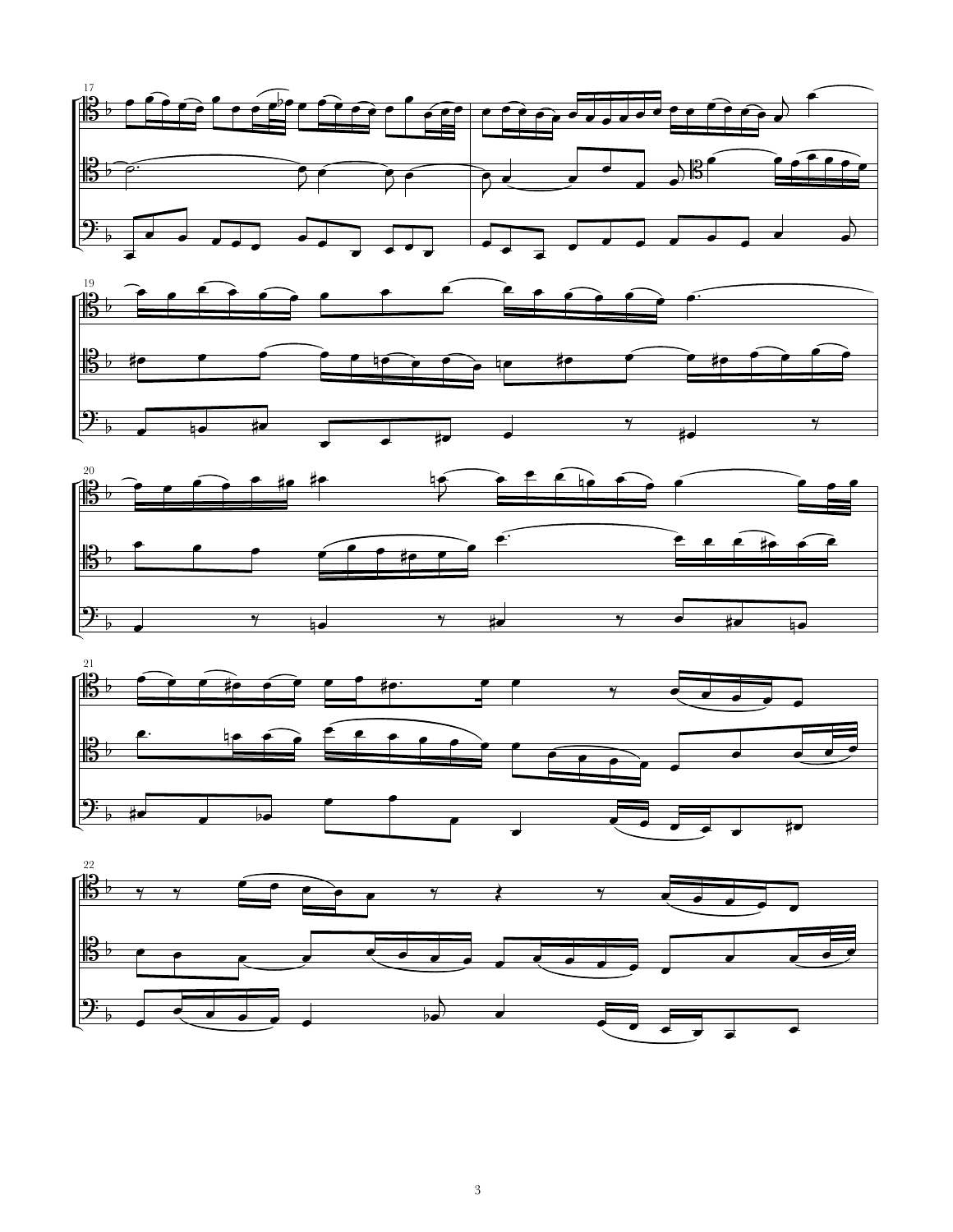17

19

20

21

22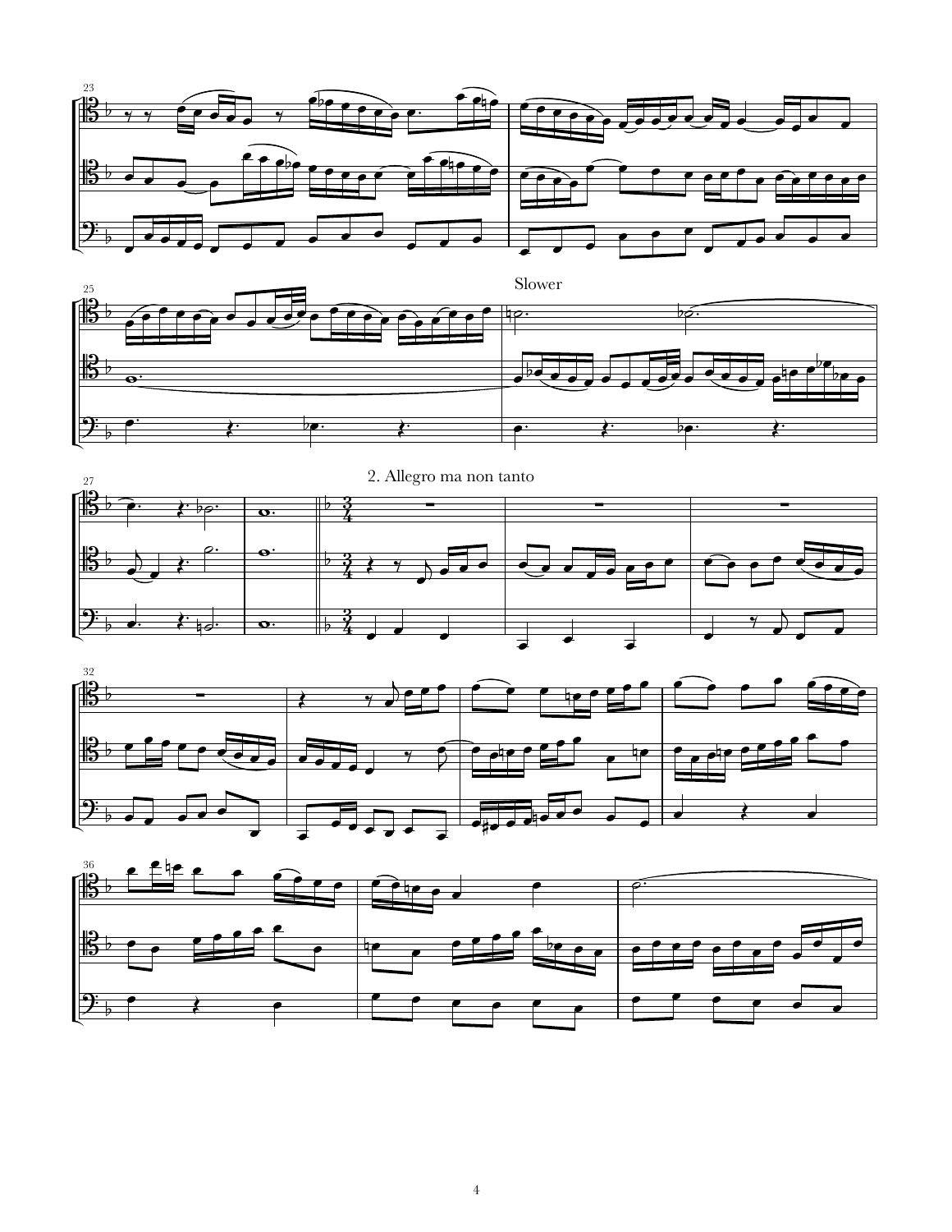Slower

## 2. Allegro ma non tanto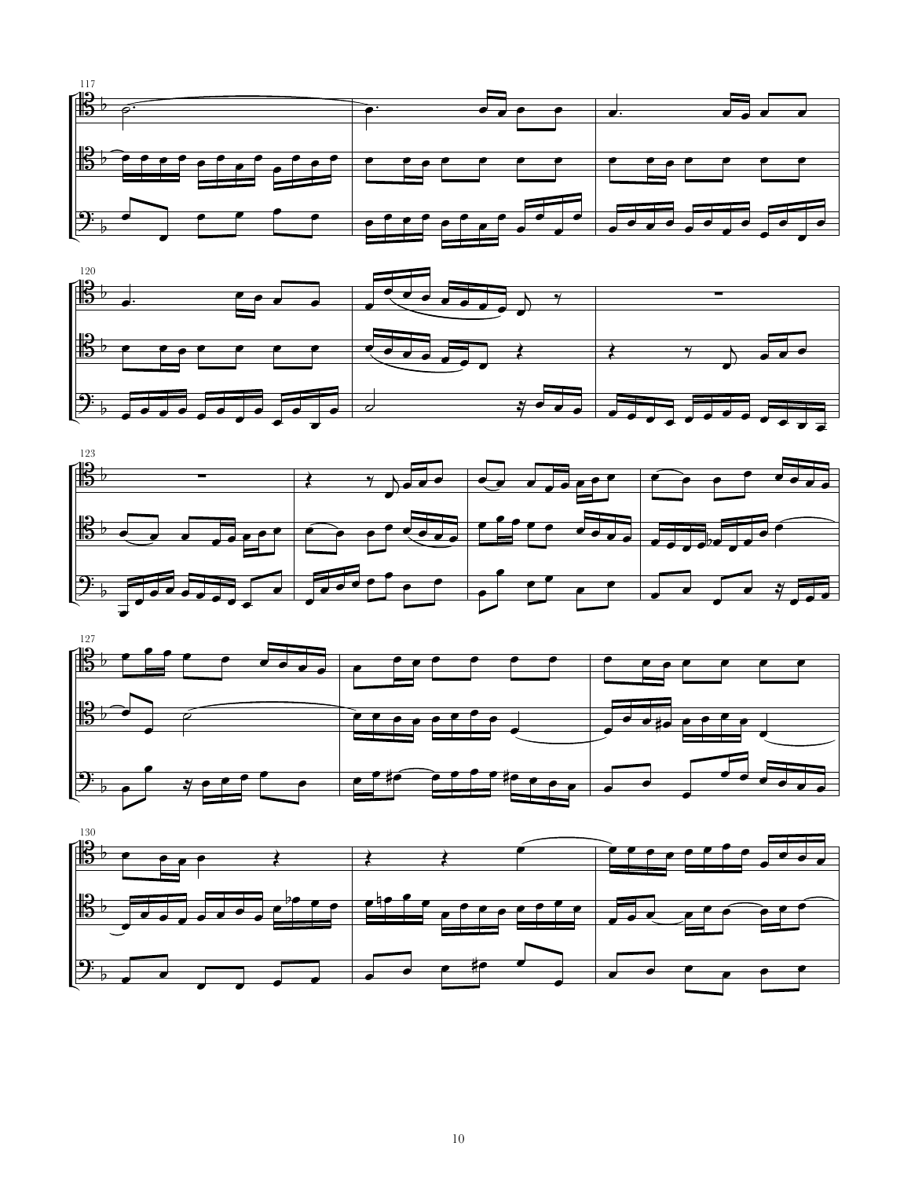117

120

123

127

130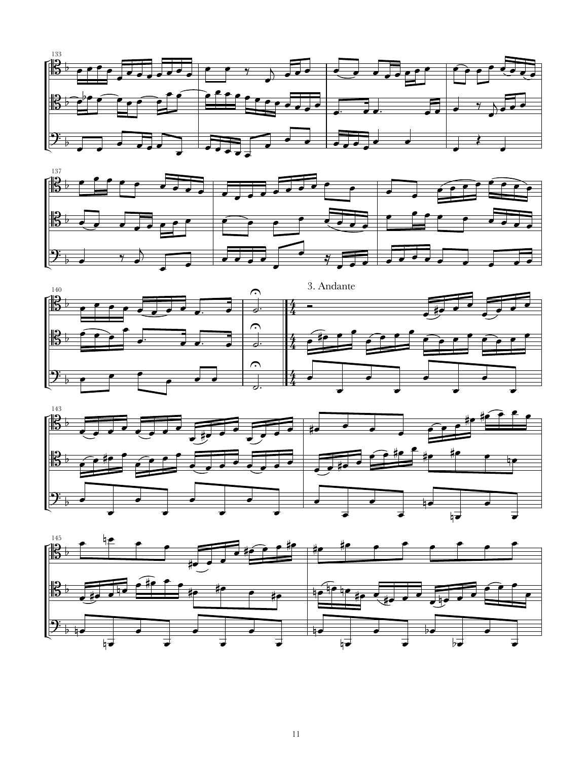3. Andante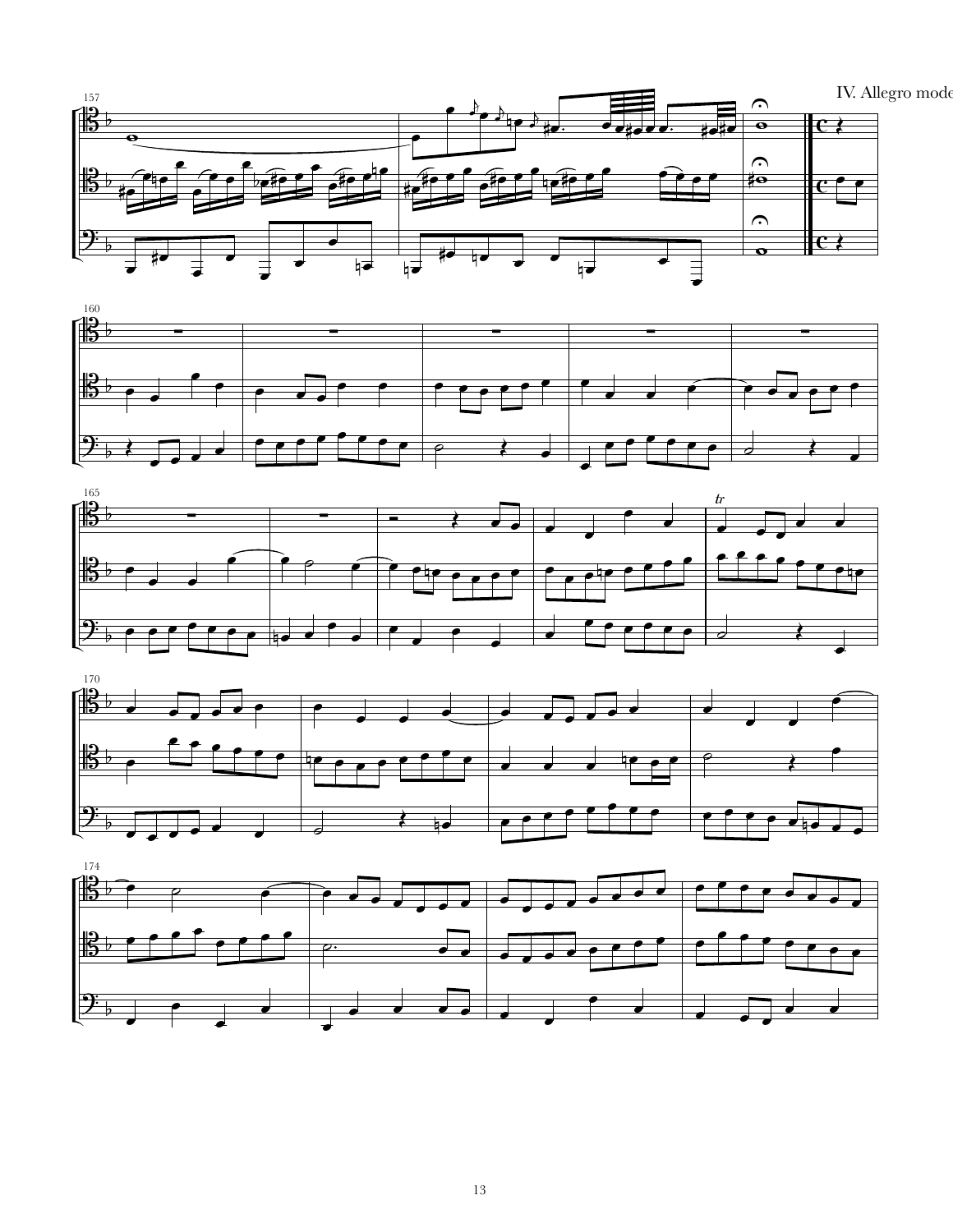IV. Allegro mode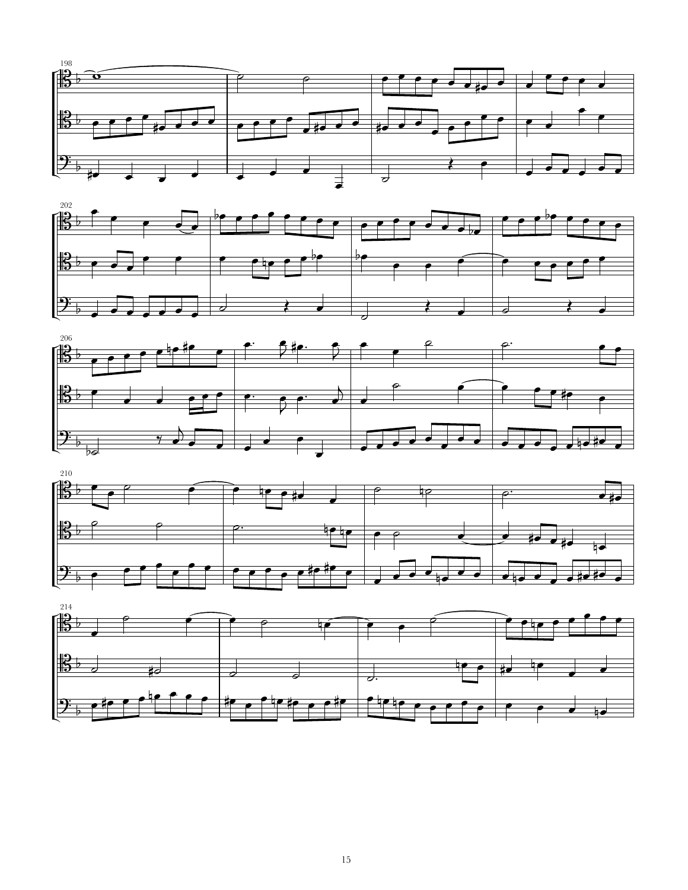198

202

206

210

214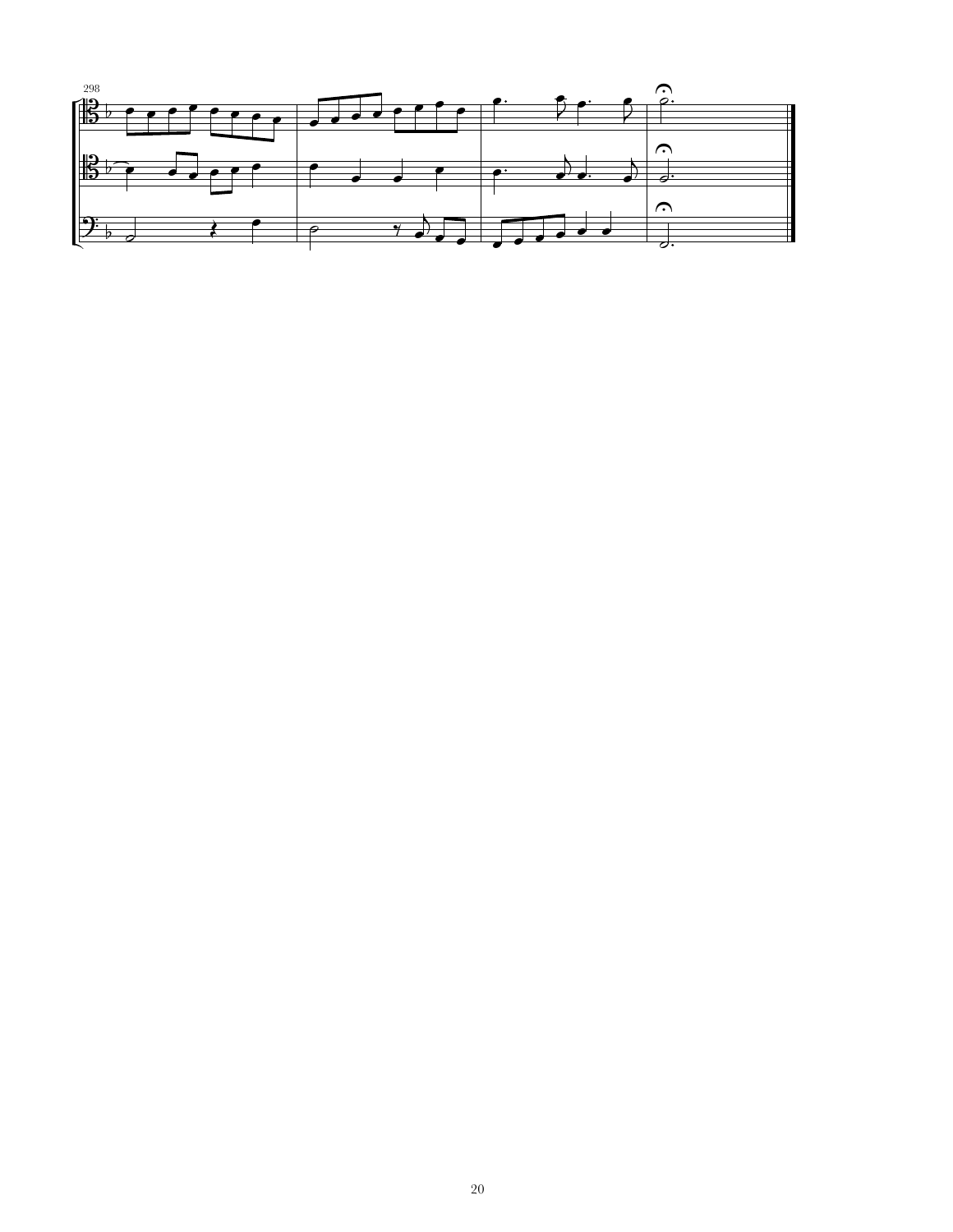298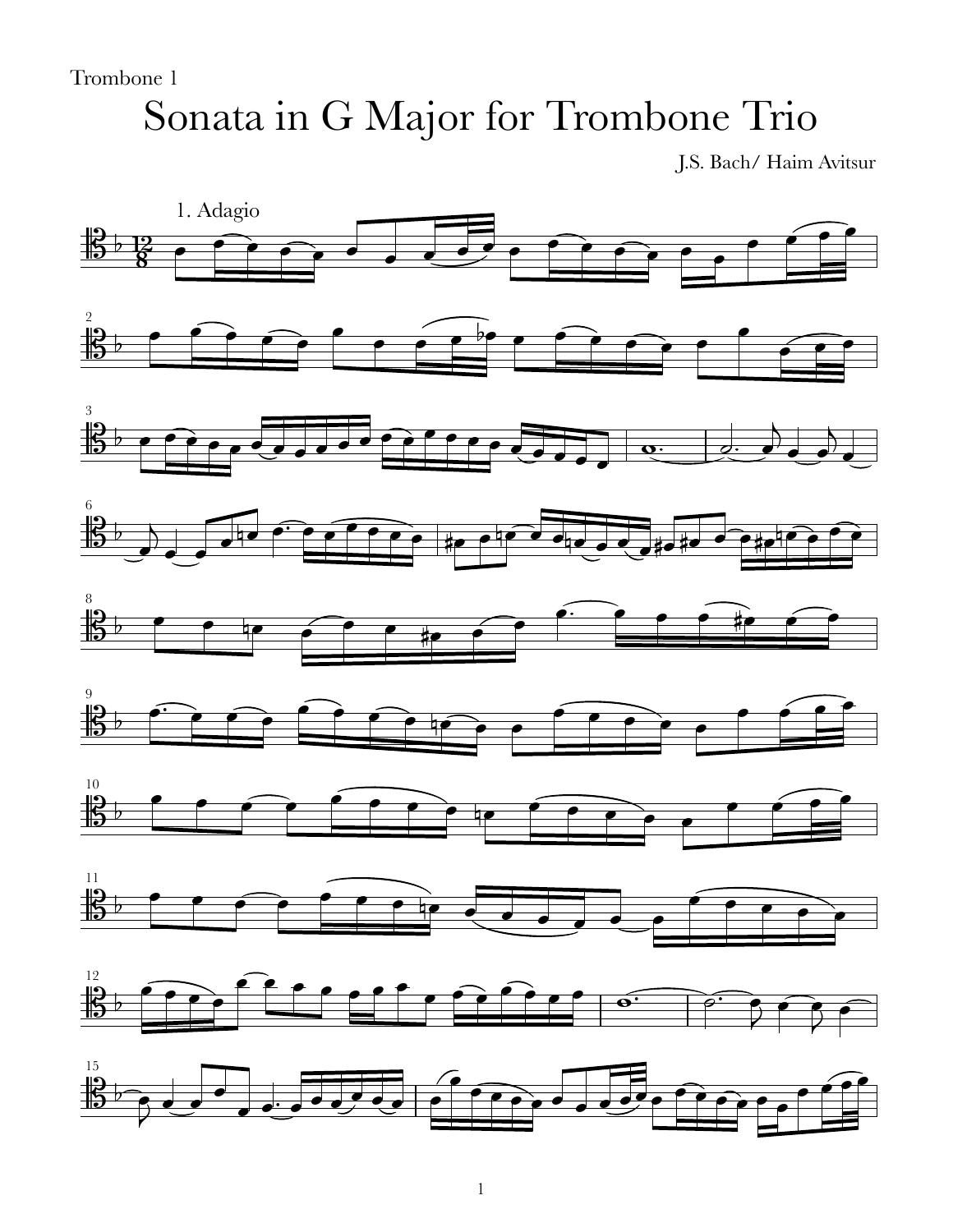Trombone 1

# Sonata in G Major for Trombone Trio

J.S. Bach/ Haim Avitsur

1. Adagio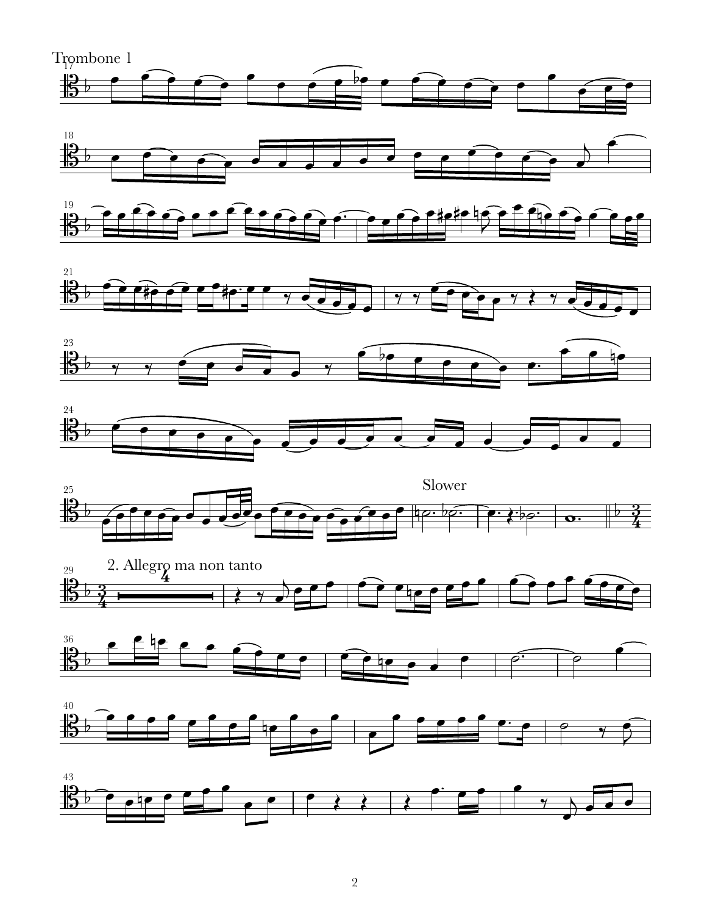Trombone 1

Slower

2. Allegro ma non tanto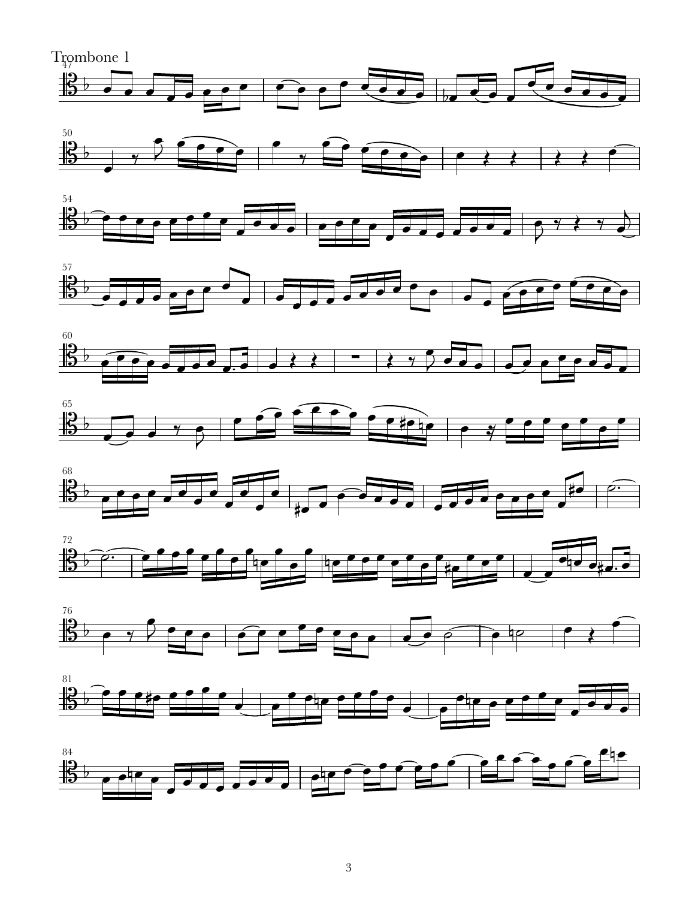Trombone 1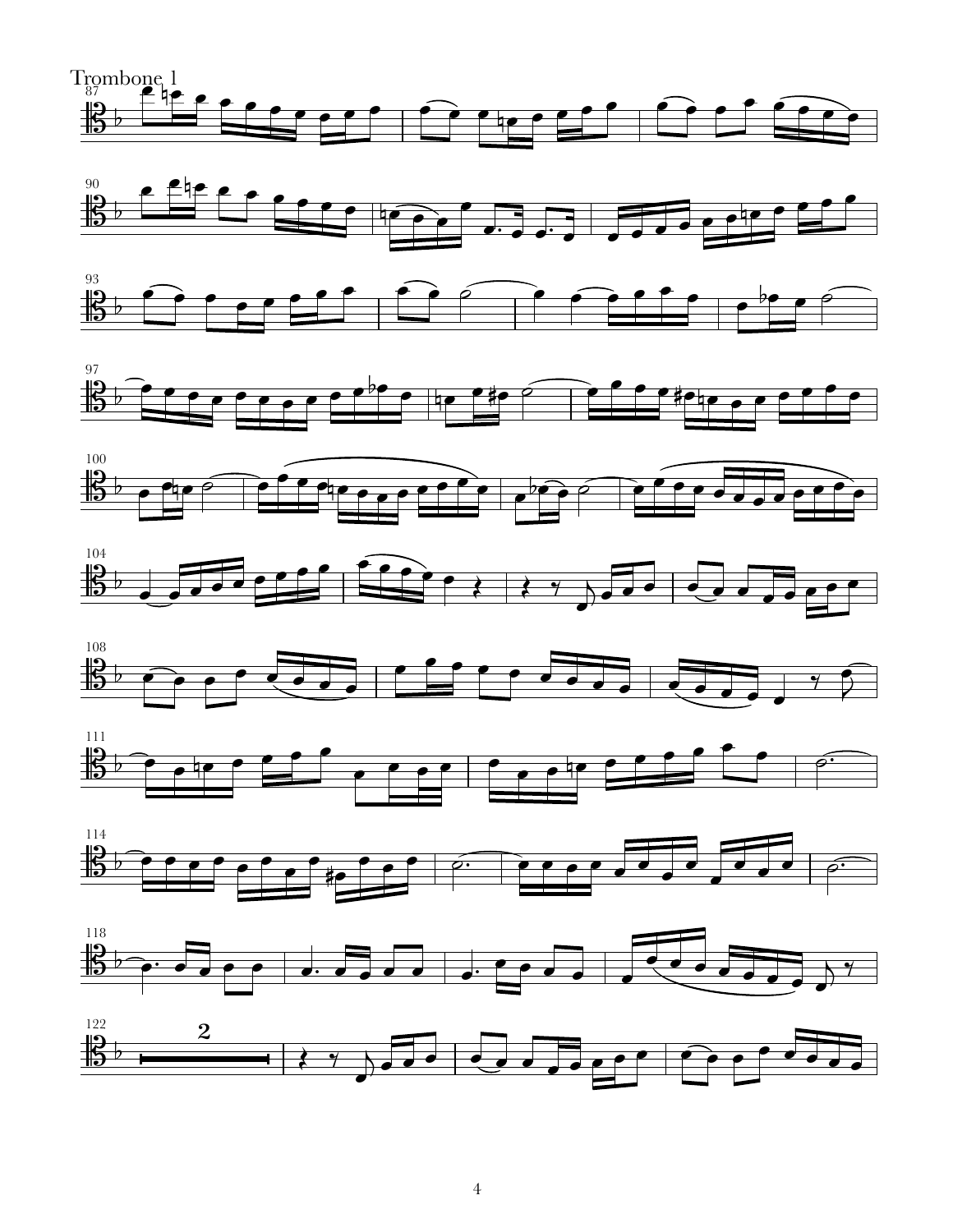Trombone 1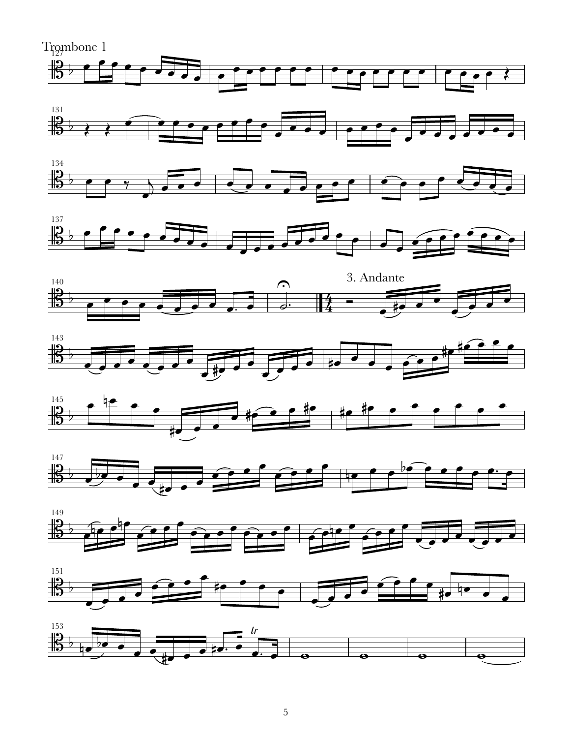Trombone 1

3. Andante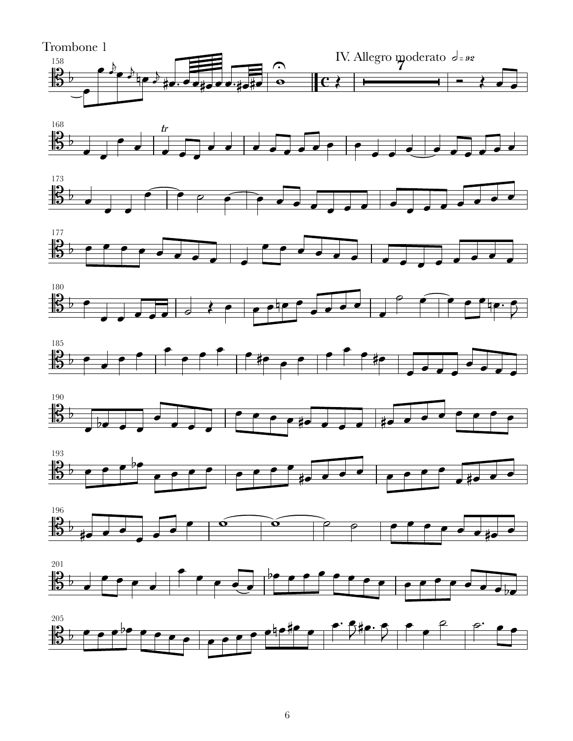Trombone 1

IV. Allegro moderato 𝅗𝅥 = 92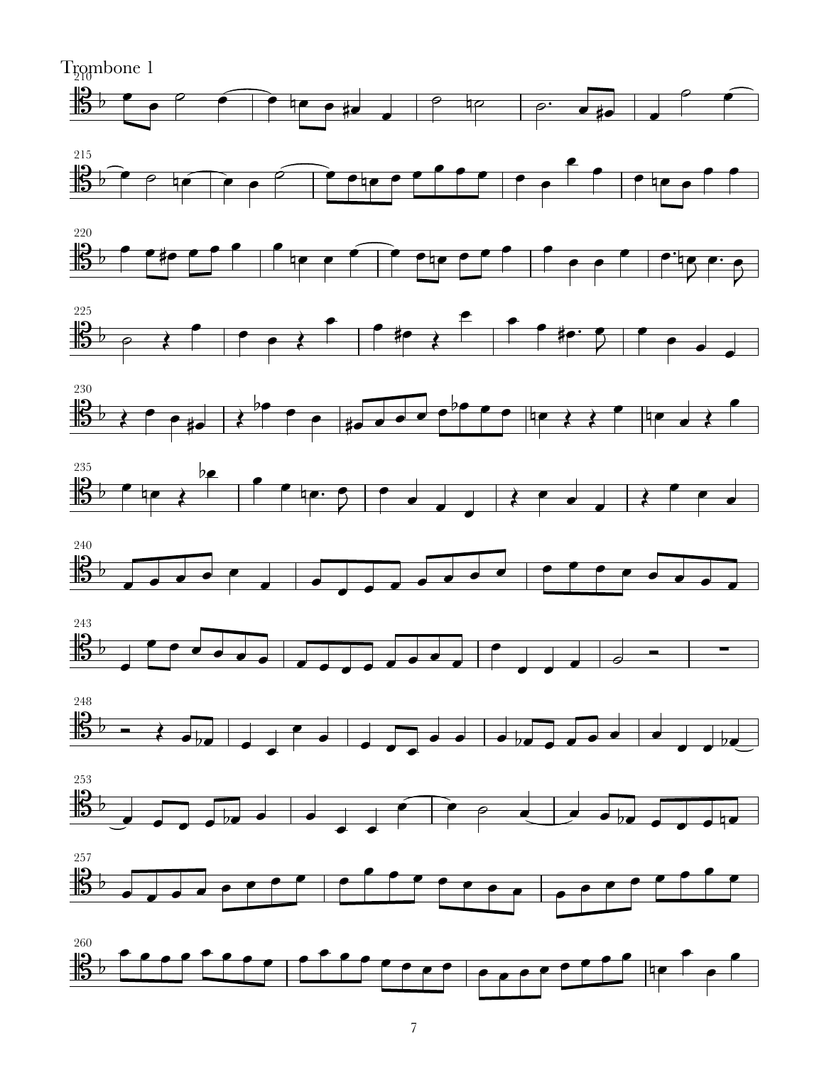Trombone 1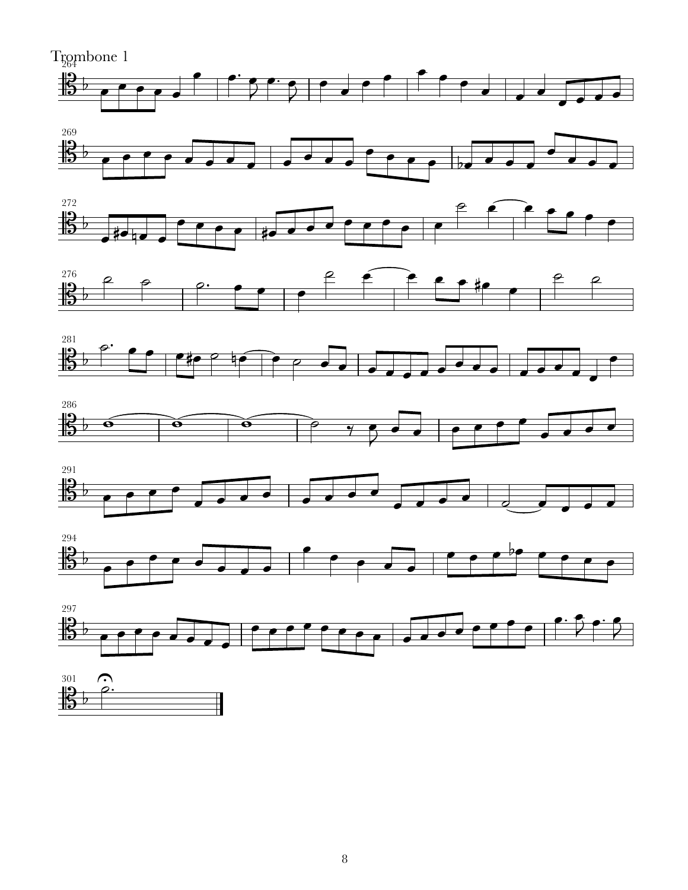Trombone 1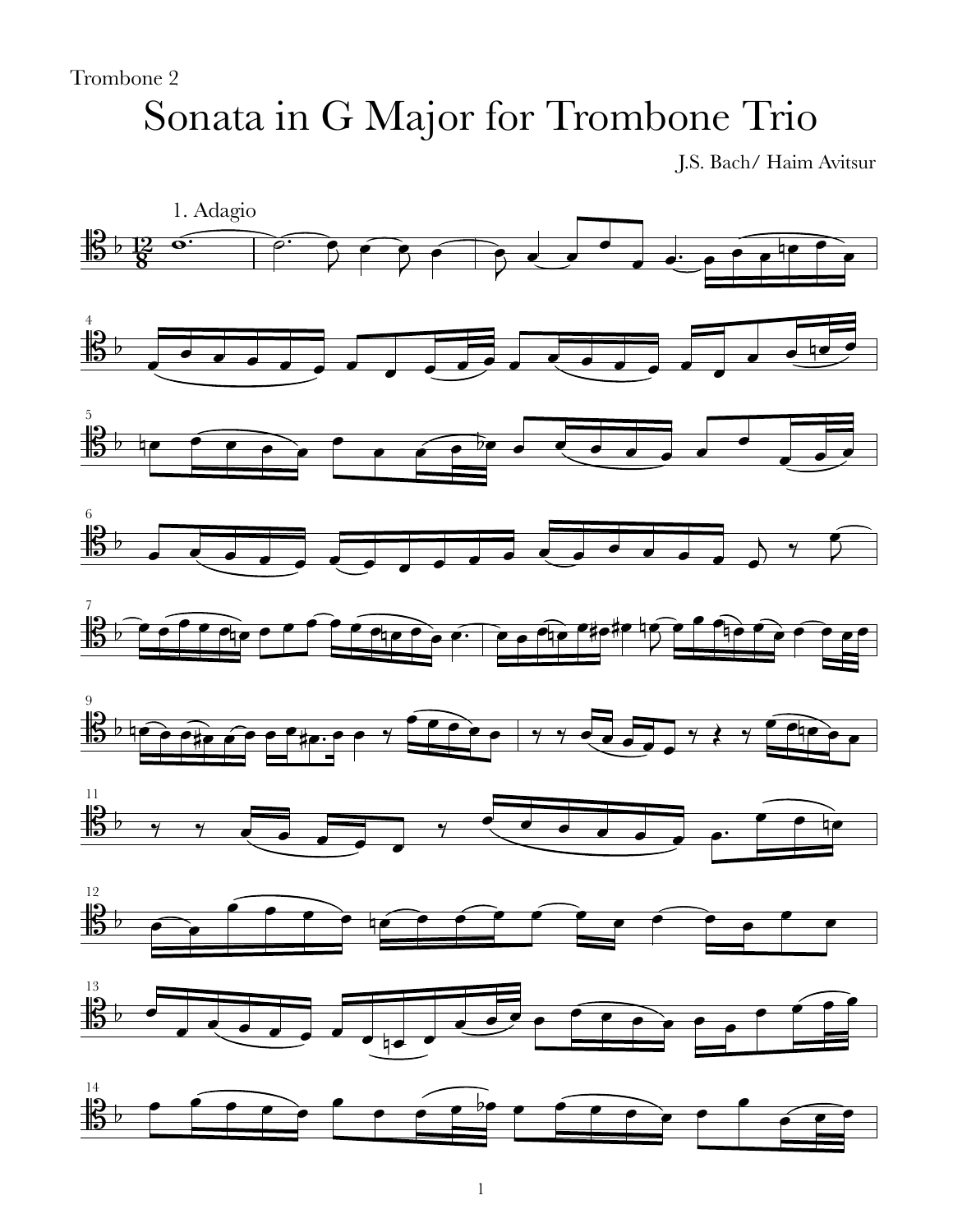Trombone 2

# Sonata in G Major for Trombone Trio

J.S. Bach/ Haim Avitsur

1. Adagio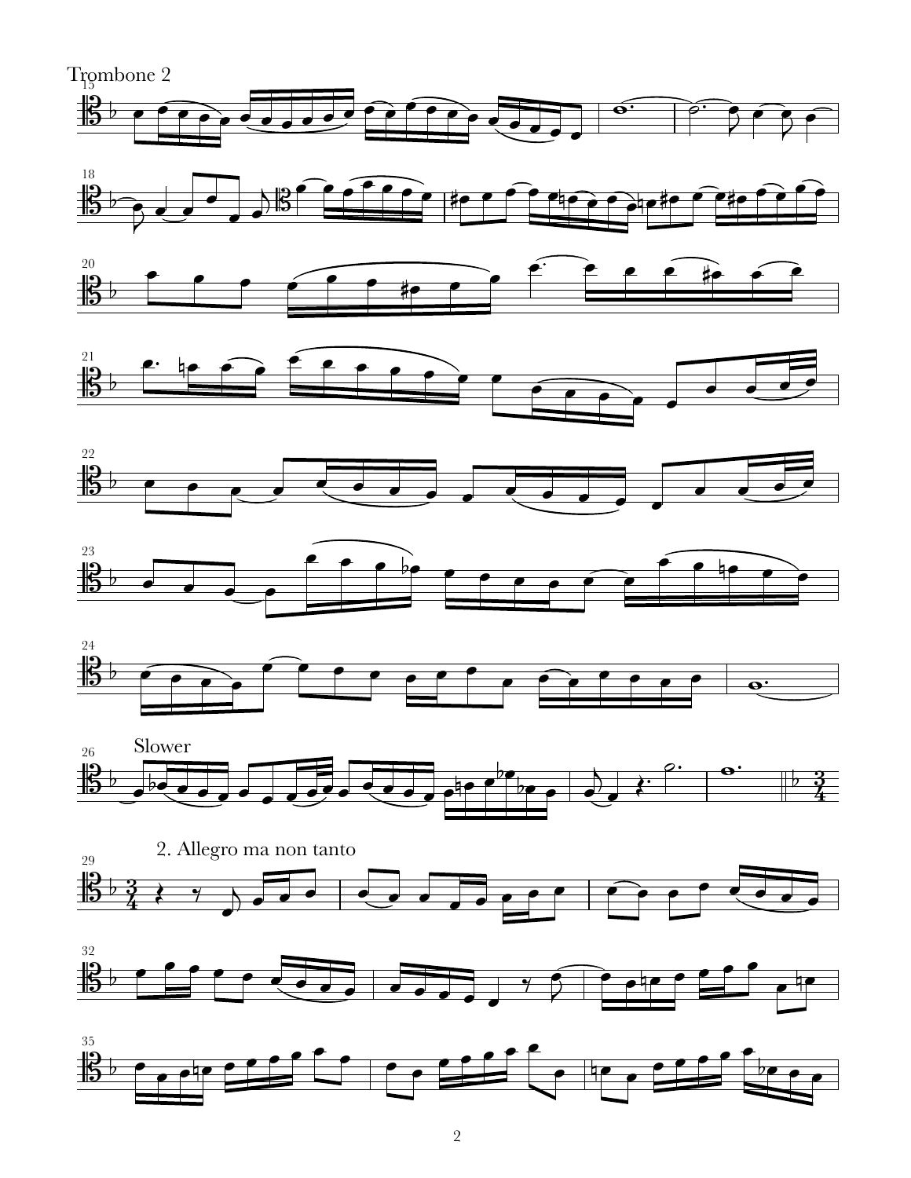Trombone 2

Slower

2. Allegro ma non tanto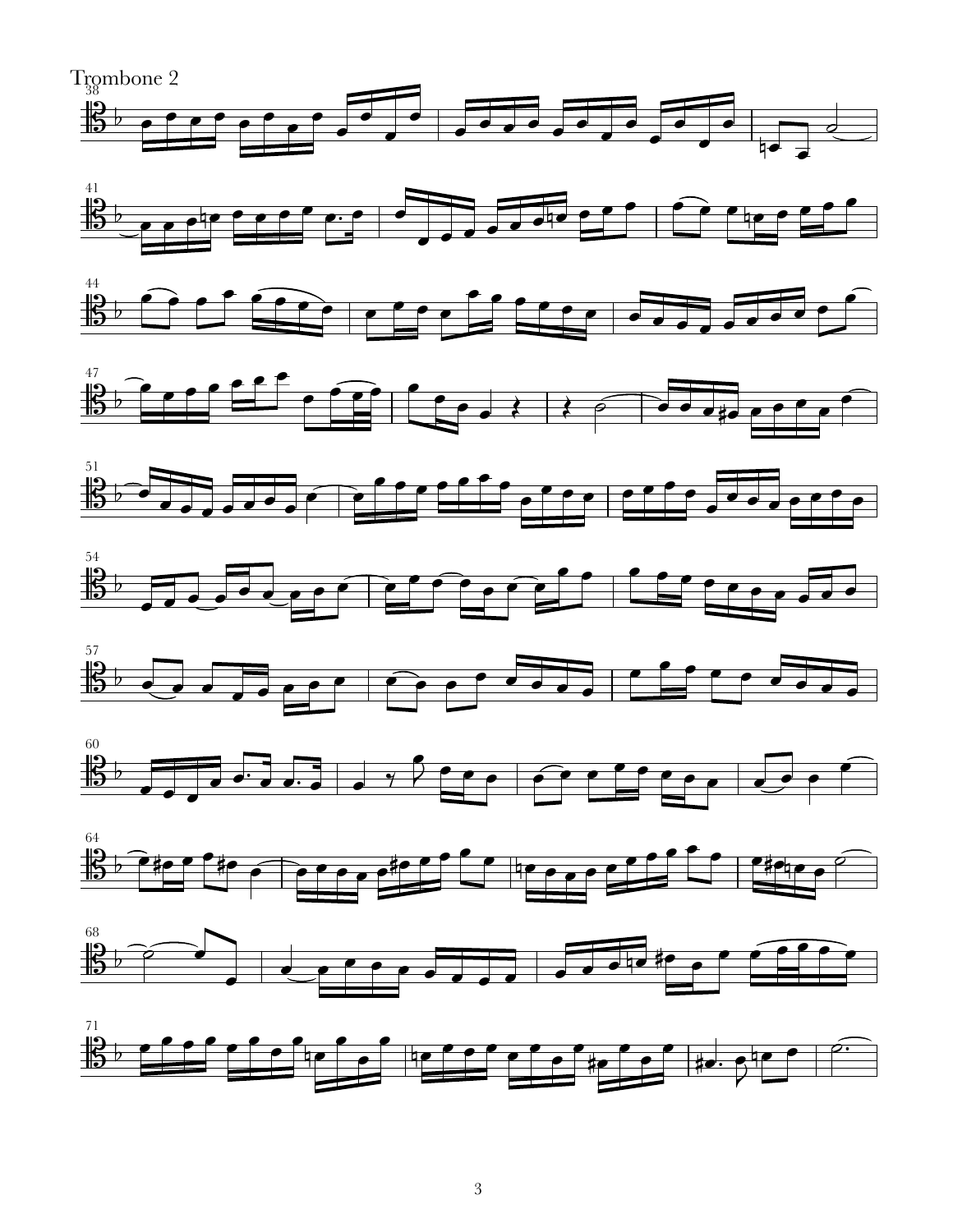Trombone 2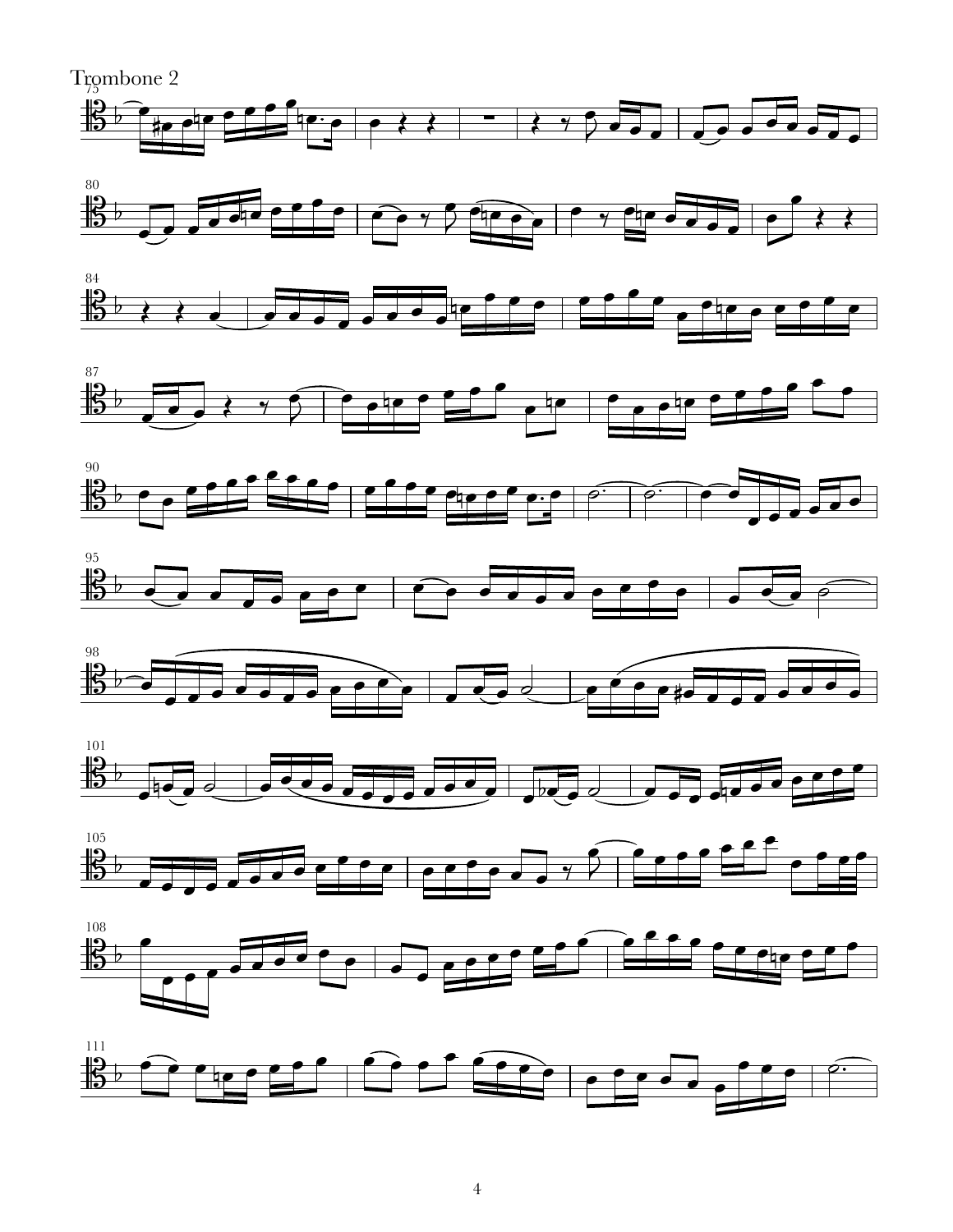Trombone 2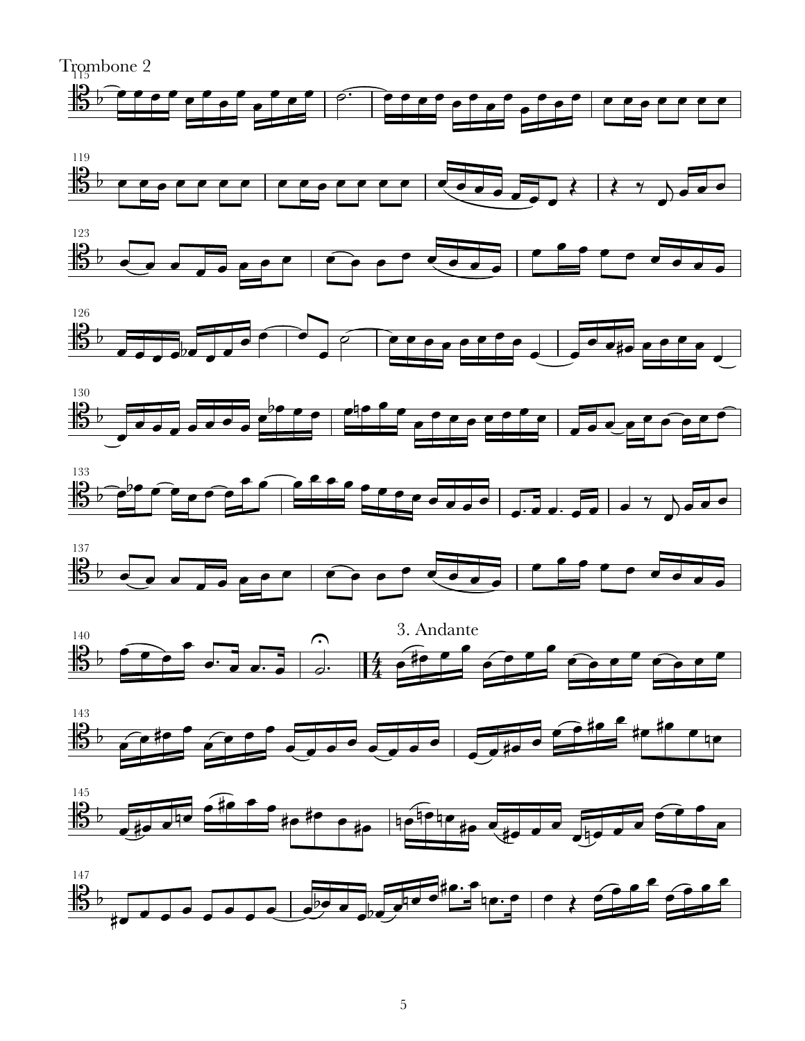Trombone 2

3. Andante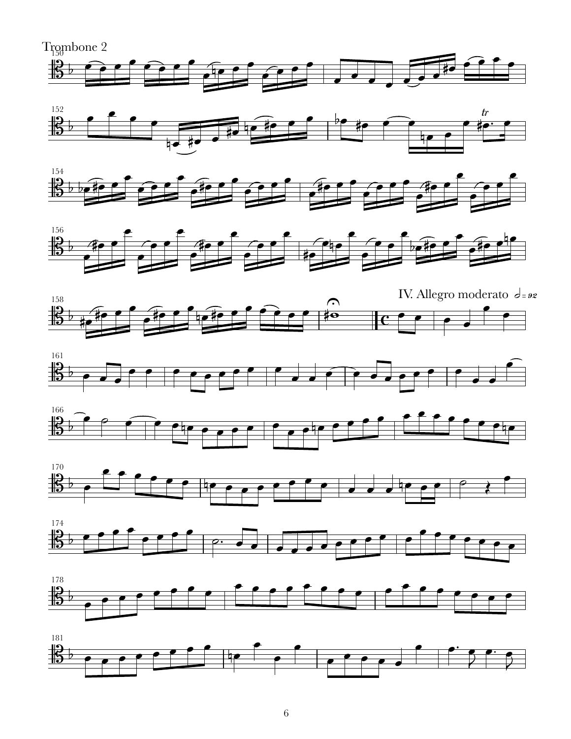Trombone 2

IV. Allegro moderato ♩= 92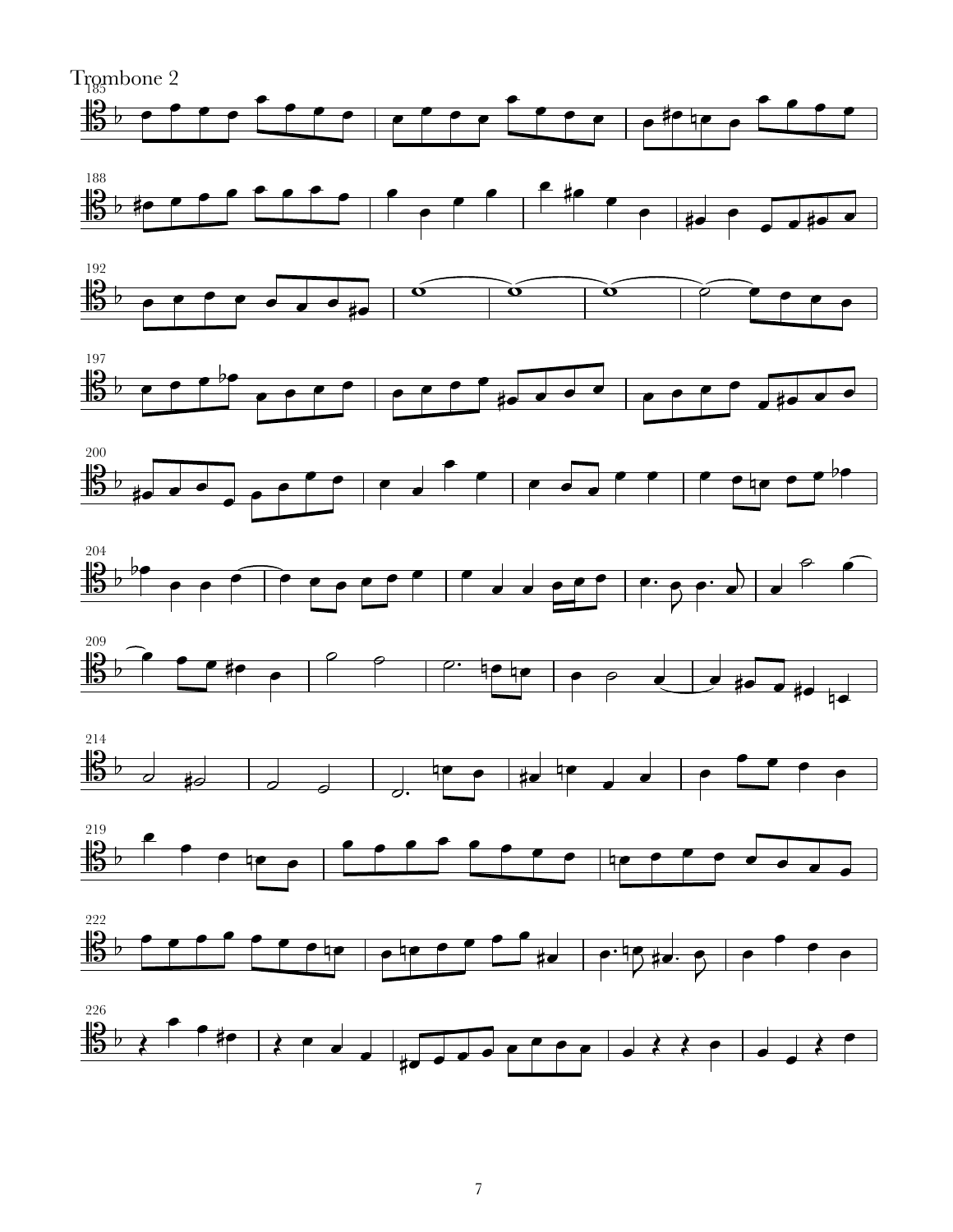Trombone 2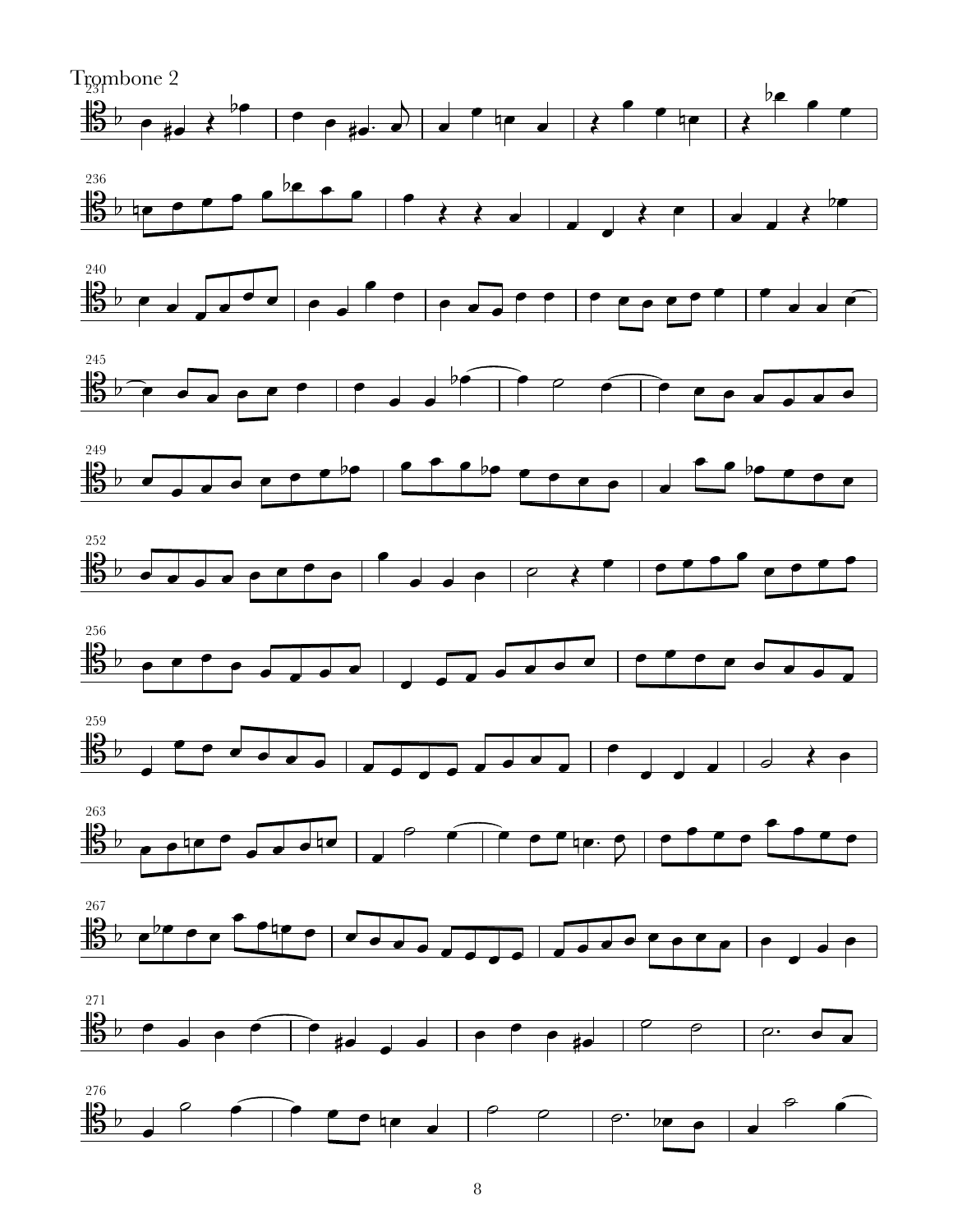Trombone 2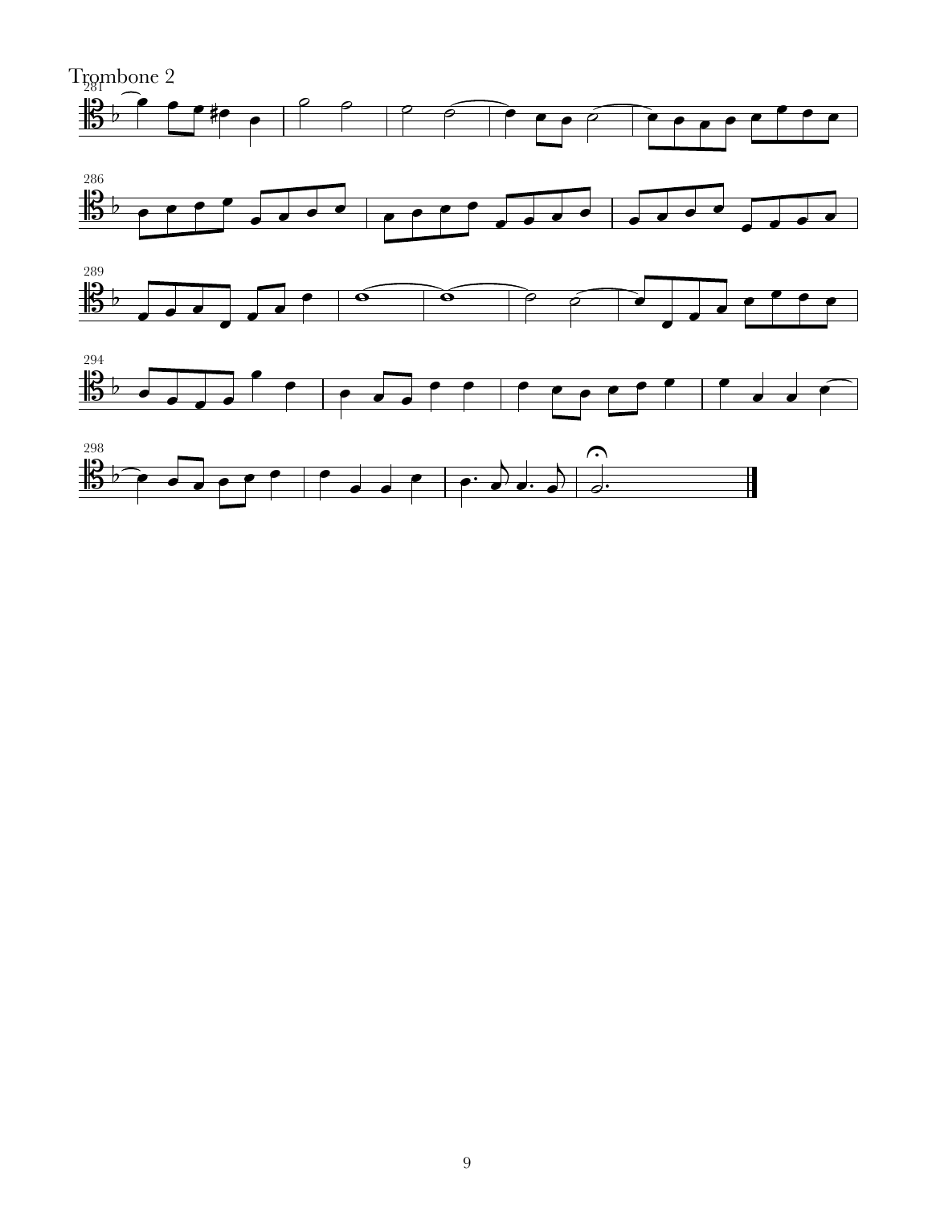Trombone 2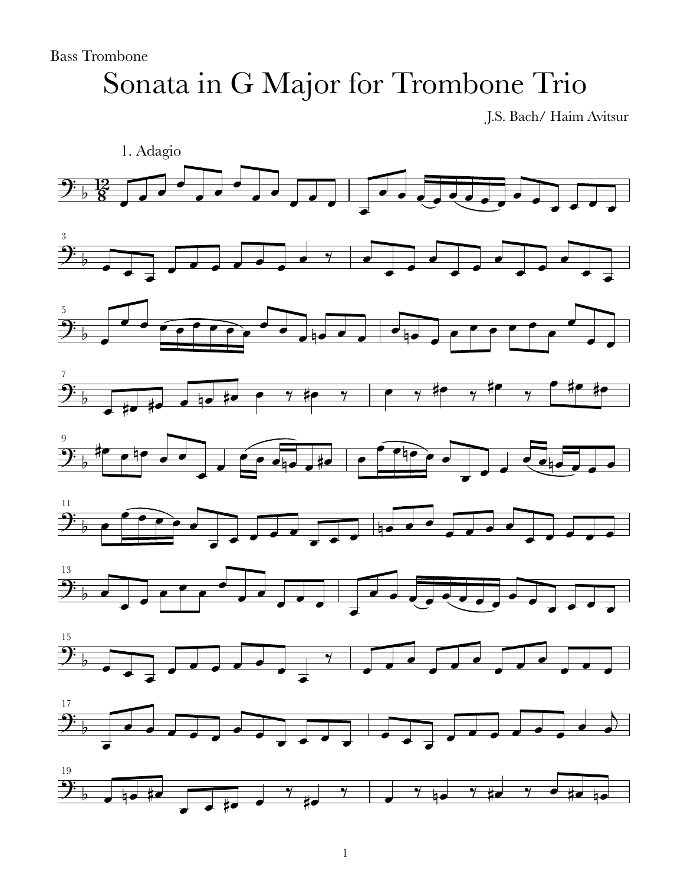Bass Trombone

# Sonata in G Major for Trombone Trio

J.S. Bach/ Haim Avitsur

1. Adagio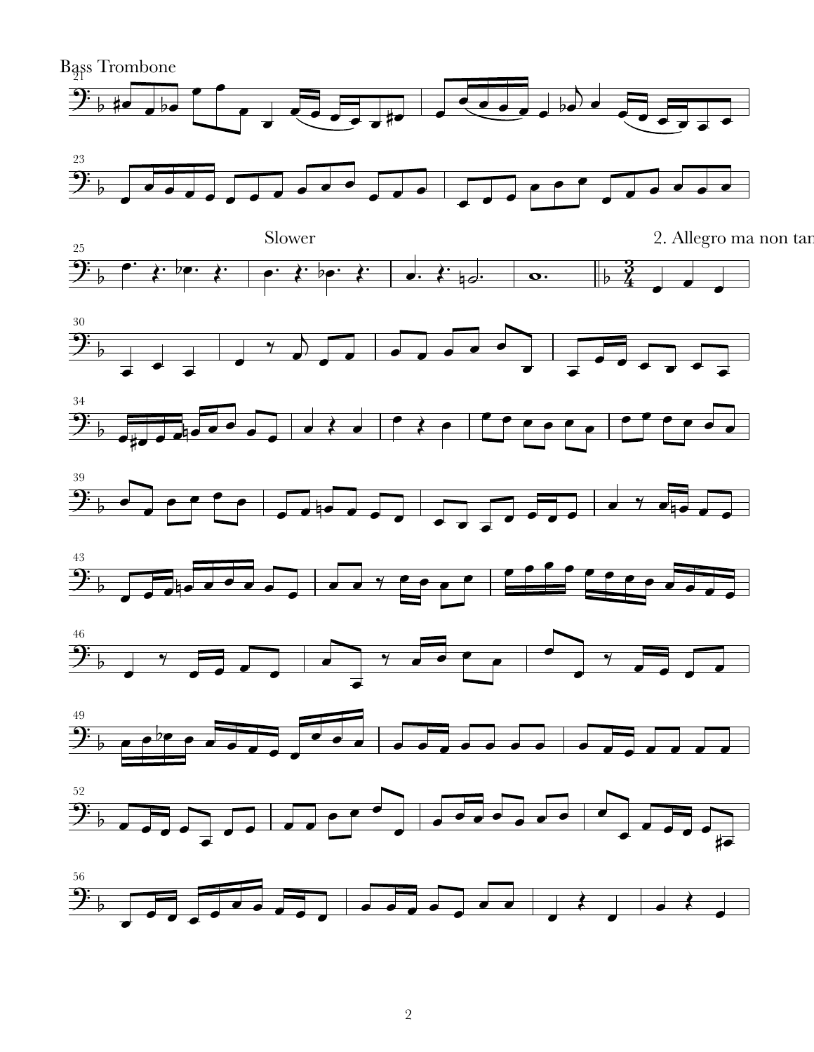Bass Trombone

Slower

2. Allegro ma non tan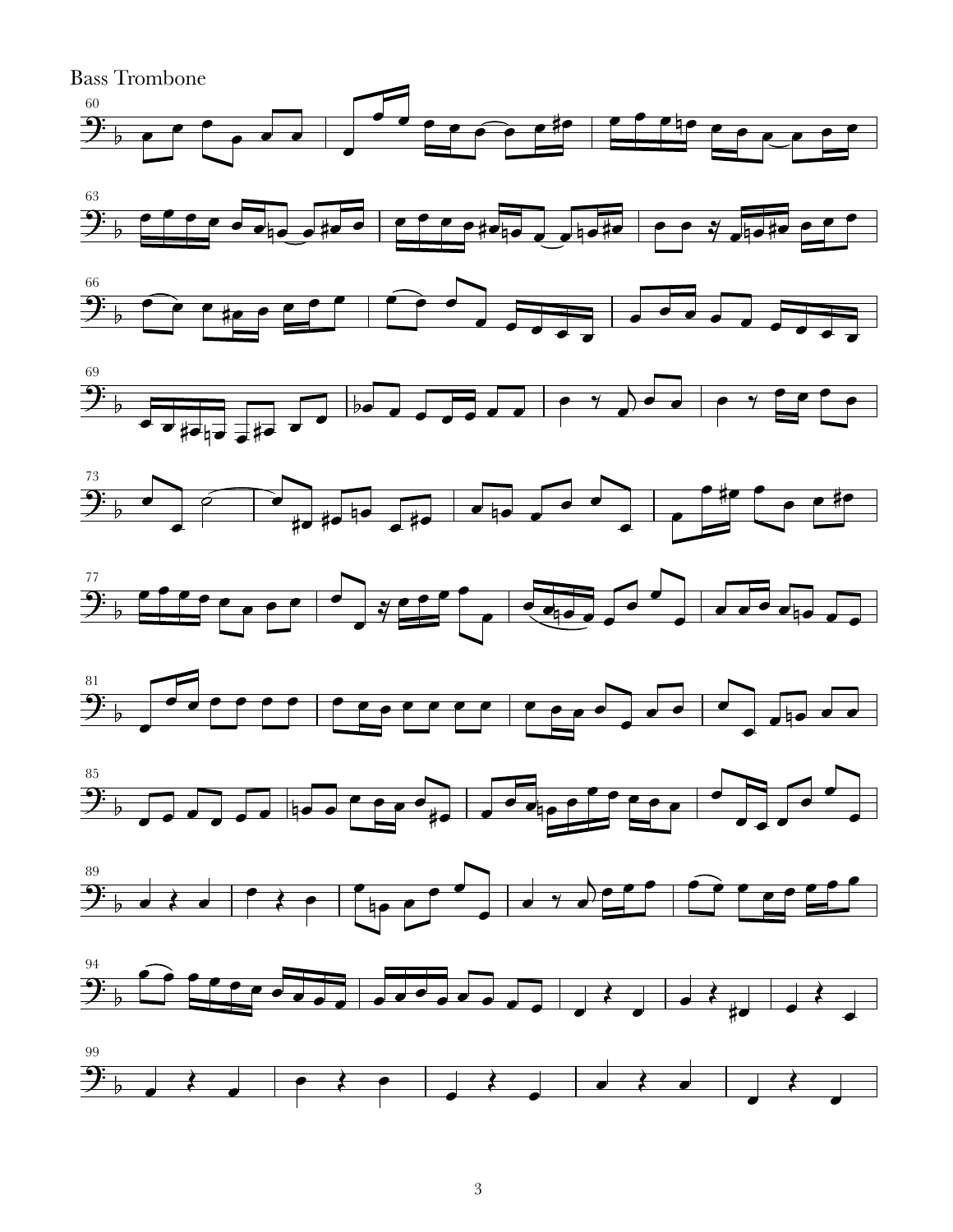Bass Trombone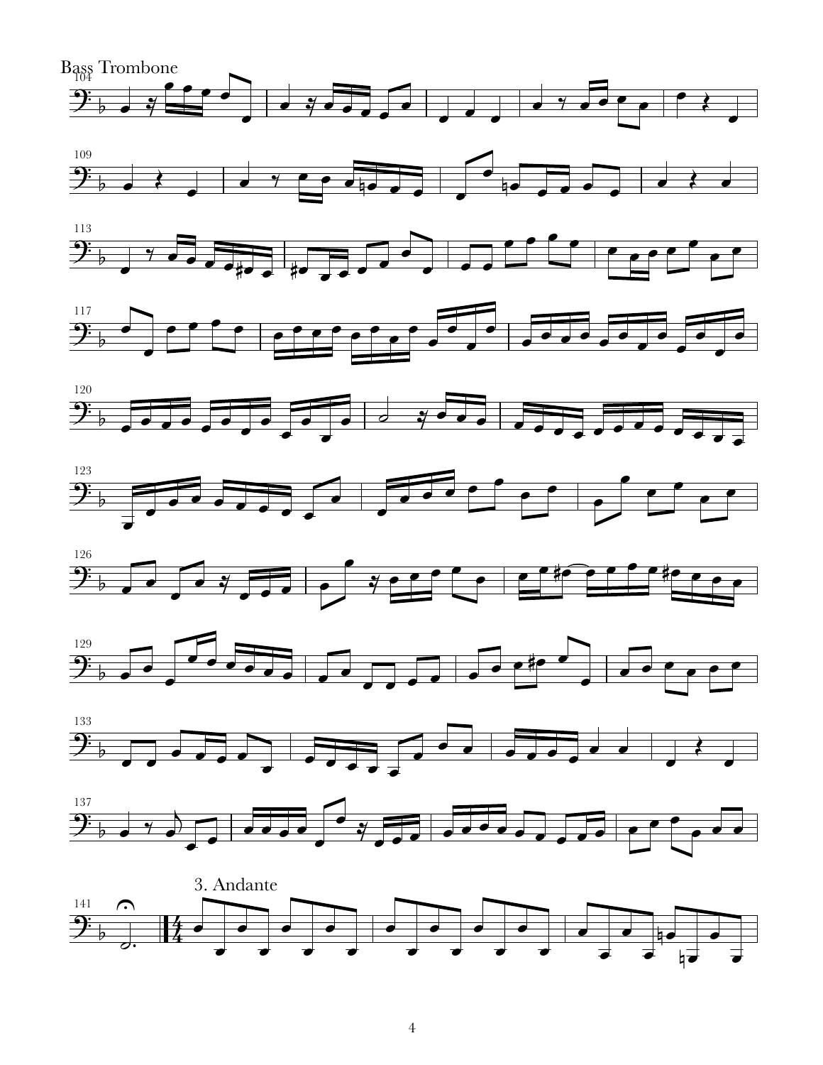Bass Trombone

3. Andante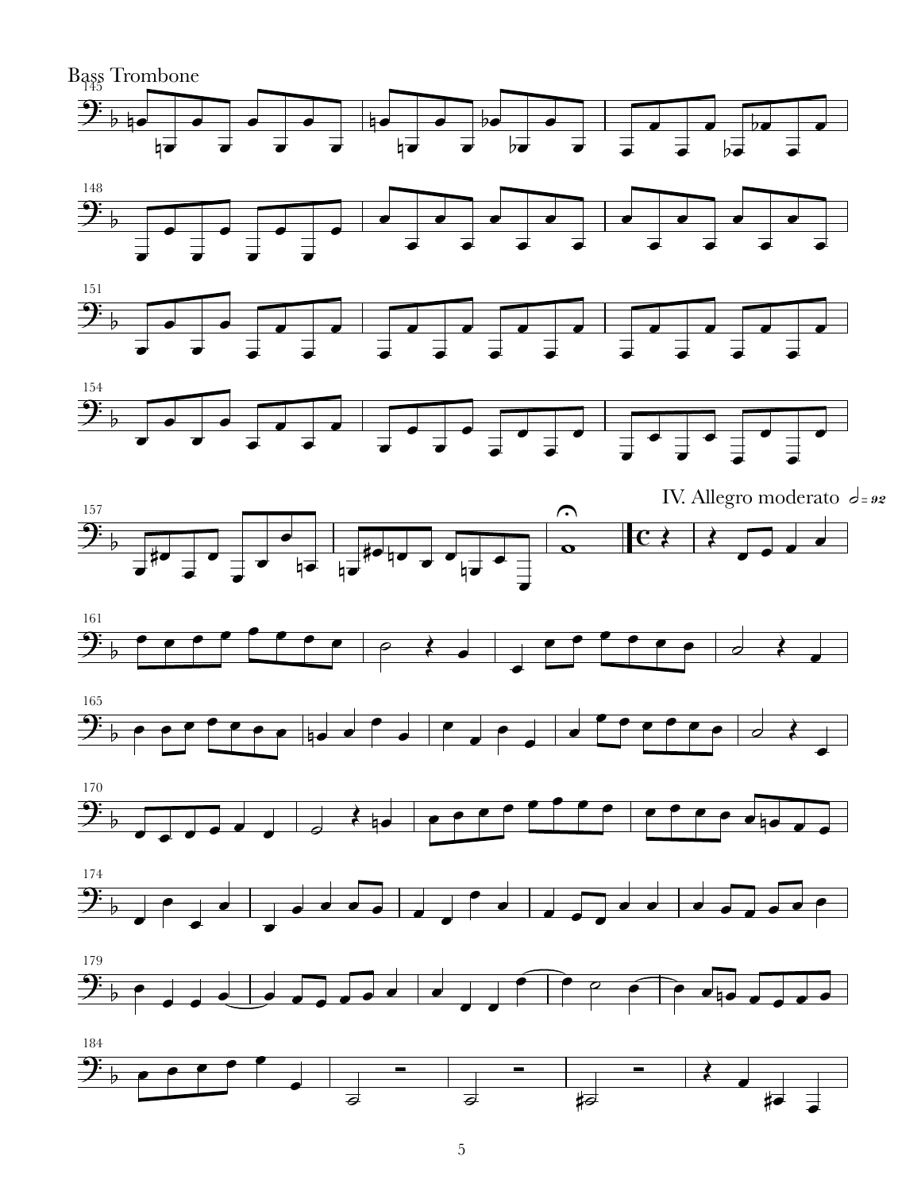Bass Trombone

IV. Allegro moderato 𝅗𝅥 = 92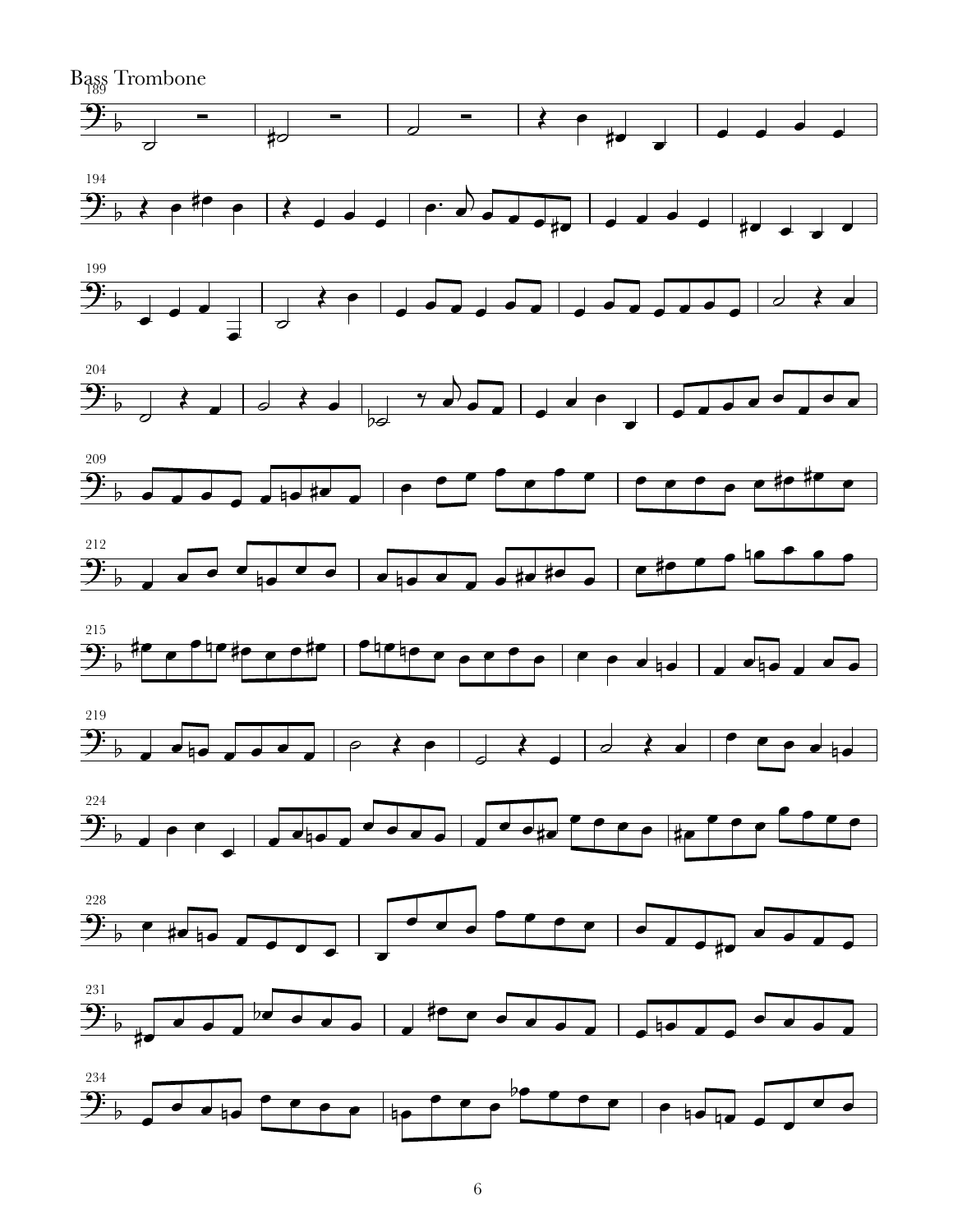Bass Trombone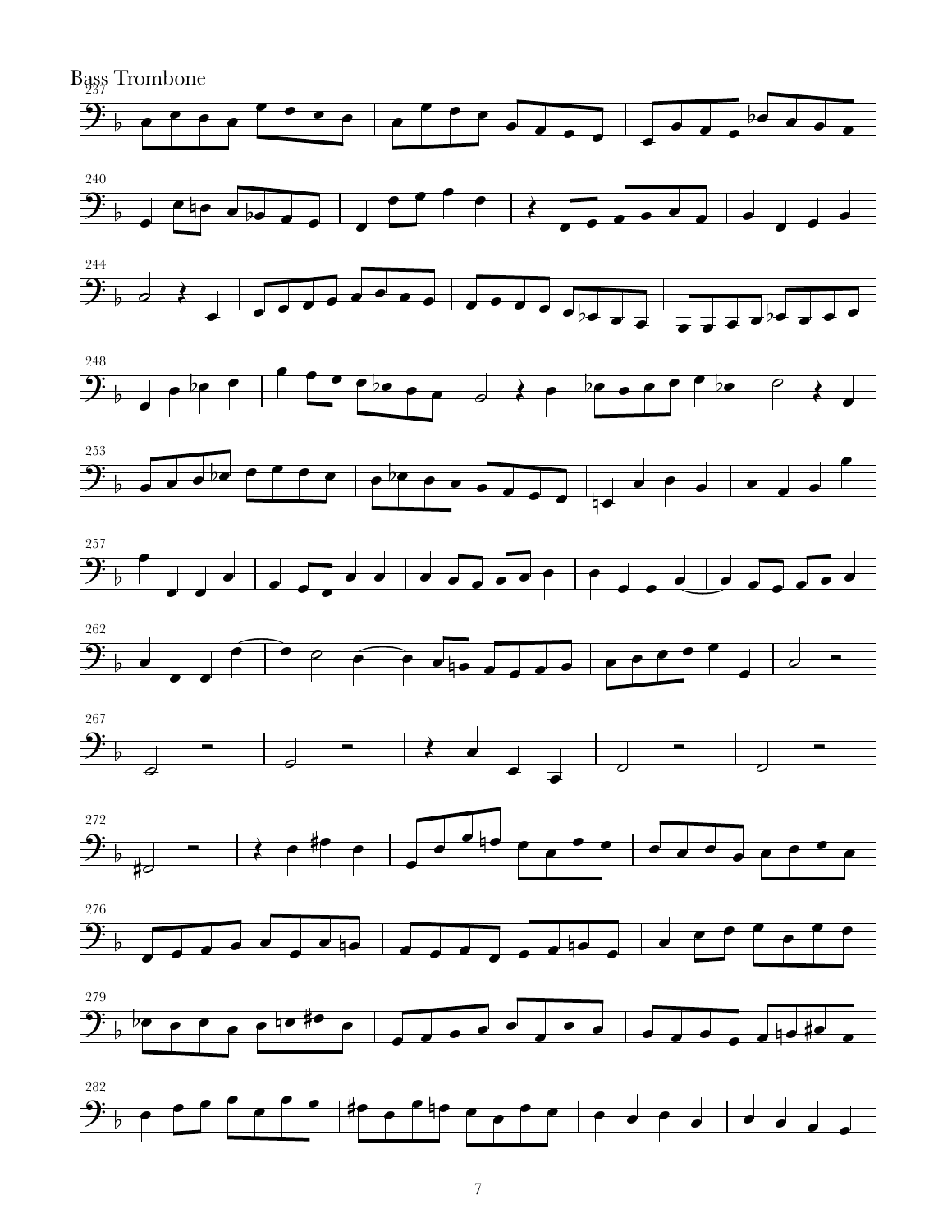Bass Trombone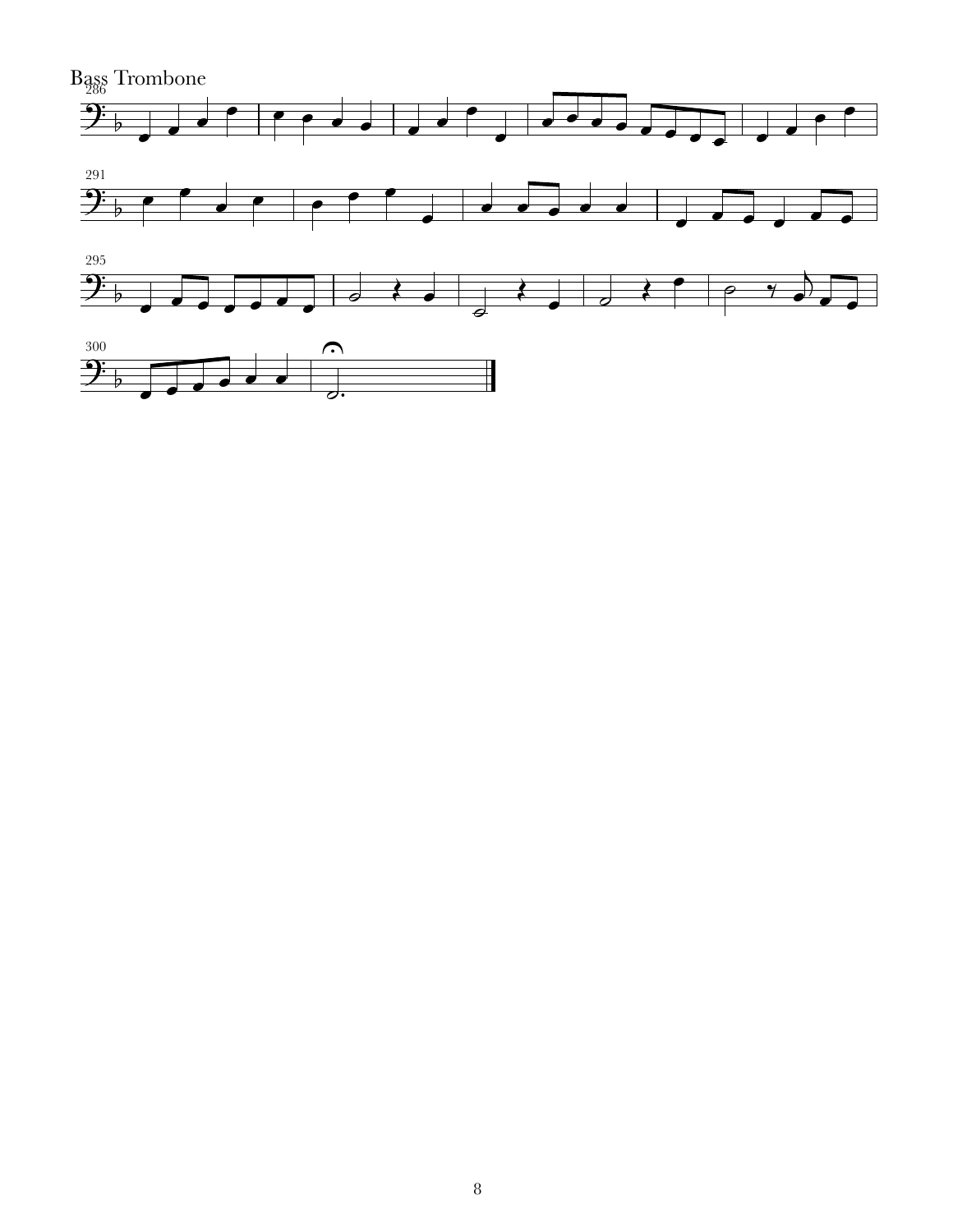Bass Trombone